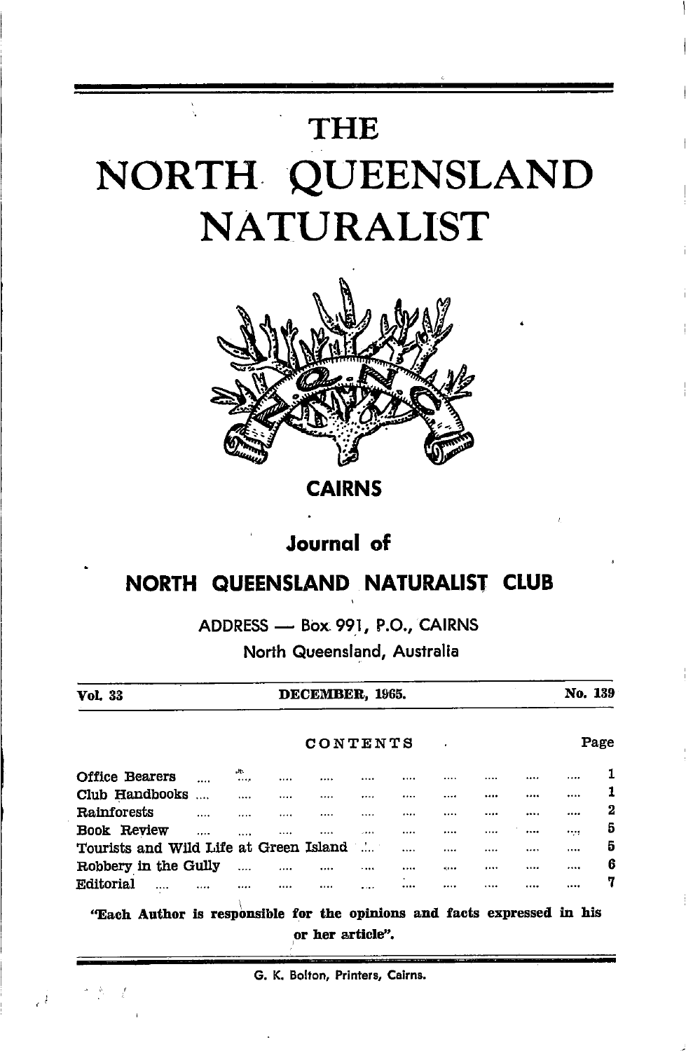# THE NORTH QUEENSLAND NATURALIST

**CAIRNS**

## Journal of

## NORTH QUEENSLAND NATURALIST CLUB

ADDRESS — Box 991, P.O., CAIRNS

North Queensland, Australia

**Vol. 33** **DECEMBER, 1965.** **No. 139**

CONTENTS

| | Page |
|---|---|
| Office Bearers | 1 |
| Club Handbooks | 1 |
| Rainforests | 2 |
| Book Review | 5 |
| Tourists and Wild Life at Green Island | 5 |
| Robbery in the Gully | 6 |
| Editorial | 7 |

**"Each Author is responsible for the opinions and facts expressed in his or her article".**

G. K. Bolton, Printers, Cairns.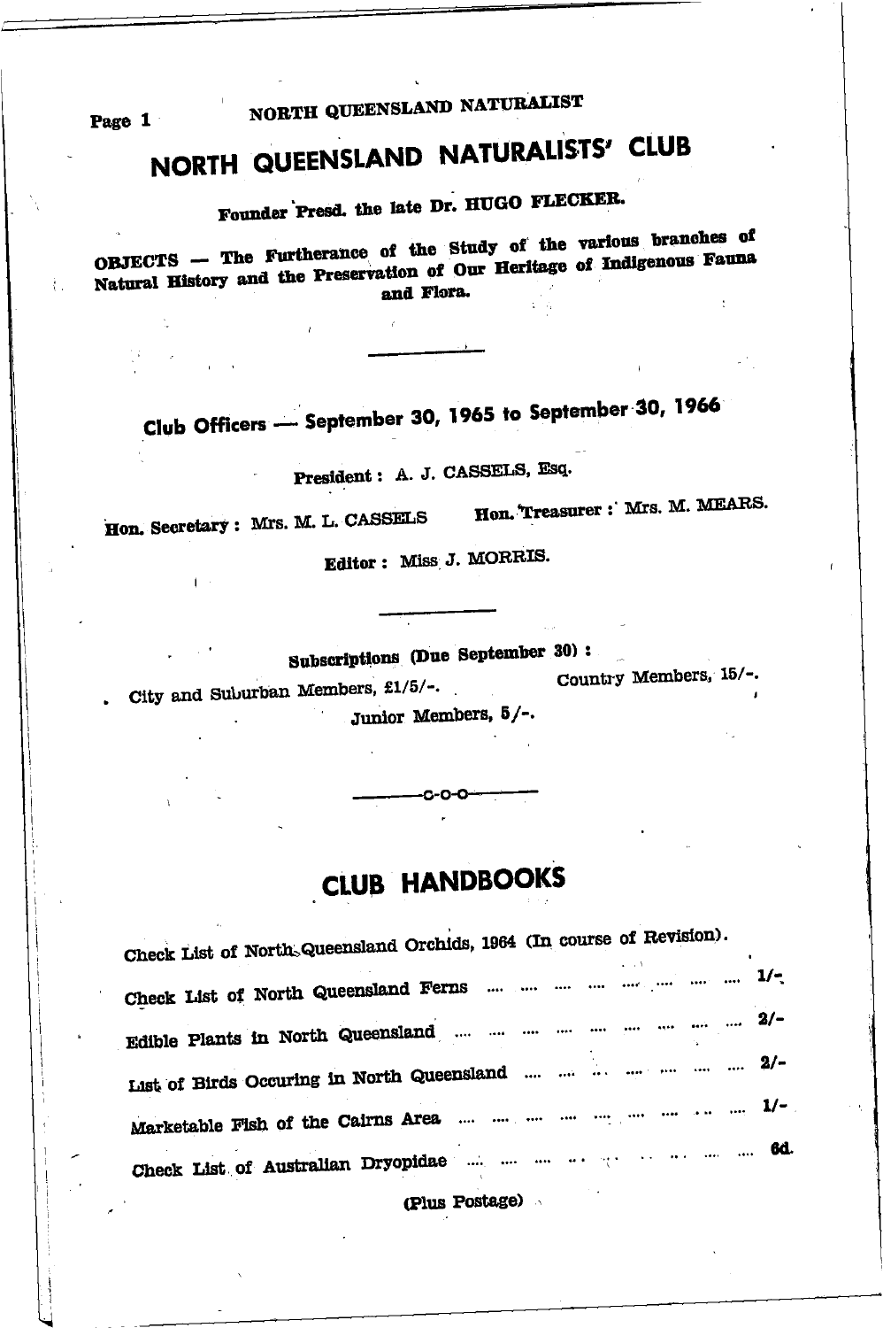# NORTH QUEENSLAND NATURALISTS' CLUB

Founder Presd. the late Dr. HUGO FLECKER.

OBJECTS — The Furtherance of the Study of the various branches of Natural History and the Preservation of Our Heritage of Indigenous Fauna and Flora.

---

## Club Officers — September 30, 1965 to September 30, 1966

President: A. J. CASSELS, Esq.

Hon. Secretary: Mrs. M. L. CASSELS Hon. Treasurer: Mrs. M. MEARS.

Editor: Miss J. MORRIS.

---

Subscriptions (Due September 30):

City and Suburban Members, £1/5/-. Country Members, 15/-.

Junior Members, 5/-.

---

## CLUB HANDBOOKS

Check List of North Queensland Orchids, 1964 (In course of Revision).

Check List of North Queensland Ferns .... .... .... .... .... .... .... .... 1/-

Edible Plants in North Queensland .... .... .... .... .... .... .... .... .... 2/-

List of Birds Occuring in North Queensland .... .... .... .... .... .... .... 2/-

Marketable Fish of the Cairns Area .... .... .... .... .... .... .... .... 1/-

Check List of Australian Dryopidae .... .... .... .... .... .... .... .... 6d.

(Plus Postage)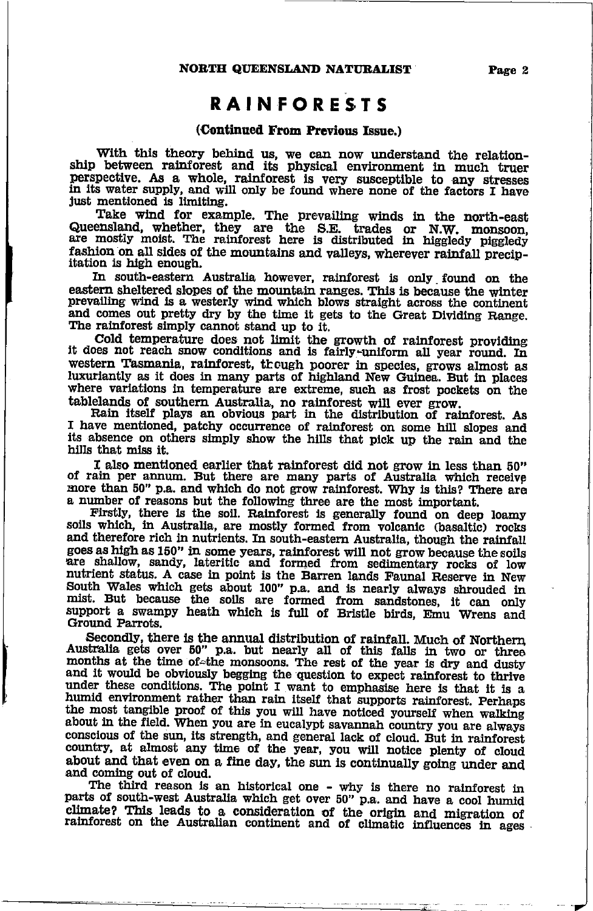# RAINFORESTS

**(Continued From Previous Issue.)**

With this theory behind us, we can now understand the relationship between rainforest and its physical environment in much truer perspective. As a whole, rainforest is very susceptible to any stresses in its water supply, and will only be found where none of the factors I have just mentioned is limiting.

Take wind for example. The prevailing winds in the north-east Queensland, whether, they are the S.E. trades or N.W. monsoon, are mostly moist. The rainforest here is distributed in higgledy piggledy fashion on all sides of the mountains and valleys, wherever rainfall precipitation is high enough.

In south-eastern Australia however, rainforest is only found on the eastern sheltered slopes of the mountain ranges. This is because the winter prevailing wind is a westerly wind which blows straight across the continent and comes out pretty dry by the time it gets to the Great Dividing Range. The rainforest simply cannot stand up to it.

Cold temperature does not limit the growth of rainforest providing it does not reach snow conditions and is fairly-uniform all year round. In western Tasmania, rainforest, though poorer in species, grows almost as luxuriantly as it does in many parts of highland New Guinea. But in places where variations in temperature are extreme, such as frost pockets on the tablelands of southern Australia, no rainforest will ever grow.

Rain itself plays an obvious part in the distribution of rainforest. As I have mentioned, patchy occurrence of rainforest on some hill slopes and its absence on others simply show the hills that pick up the rain and the hills that miss it.

I also mentioned earlier that rainforest did not grow in less than 50" of rain per annum. But there are many parts of Australia which receive more than 50" p.a. and which do not grow rainforest. Why is this? There are a number of reasons but the following three are the most important.

Firstly, there is the soil. Rainforest is generally found on deep loamy soils which, in Australia, are mostly formed from volcanic (basaltic) rocks and therefore rich in nutrients. In south-eastern Australia, though the rainfall goes as high as 150" in some years, rainforest will not grow because the soils are shallow, sandy, lateritic and formed from sedimentary rocks of low nutrient status. A case in point is the Barren lands Faunal Reserve in New South Wales which gets about 100" p.a. and is nearly always shrouded in mist. But because the soils are formed from sandstones, it can only support a swampy heath which is full of Bristle birds, Emu Wrens and Ground Parrots.

Secondly, there is the annual distribution of rainfall. Much of Northern Australia gets over 50" p.a. but nearly all of this falls in two or three months at the time of the monsoons. The rest of the year is dry and dusty and it would be obviously begging the question to expect rainforest to thrive under these conditions. The point I want to emphasise here is that it is a humid environment rather than rain itself that supports rainforest. Perhaps the most tangible proof of this you will have noticed yourself when walking about in the field. When you are in eucalypt savannah country you are always conscious of the sun, its strength, and general lack of cloud. But in rainforest country, at almost any time of the year, you will notice plenty of cloud about and that even on a fine day, the sun is continually going under and and coming out of cloud.

The third reason is an historical one - why is there no rainforest in parts of south-west Australia which get over 50" p.a. and have a cool humid climate? This leads to a consideration of the origin and migration of rainforest on the Australian continent and of climatic influences in ages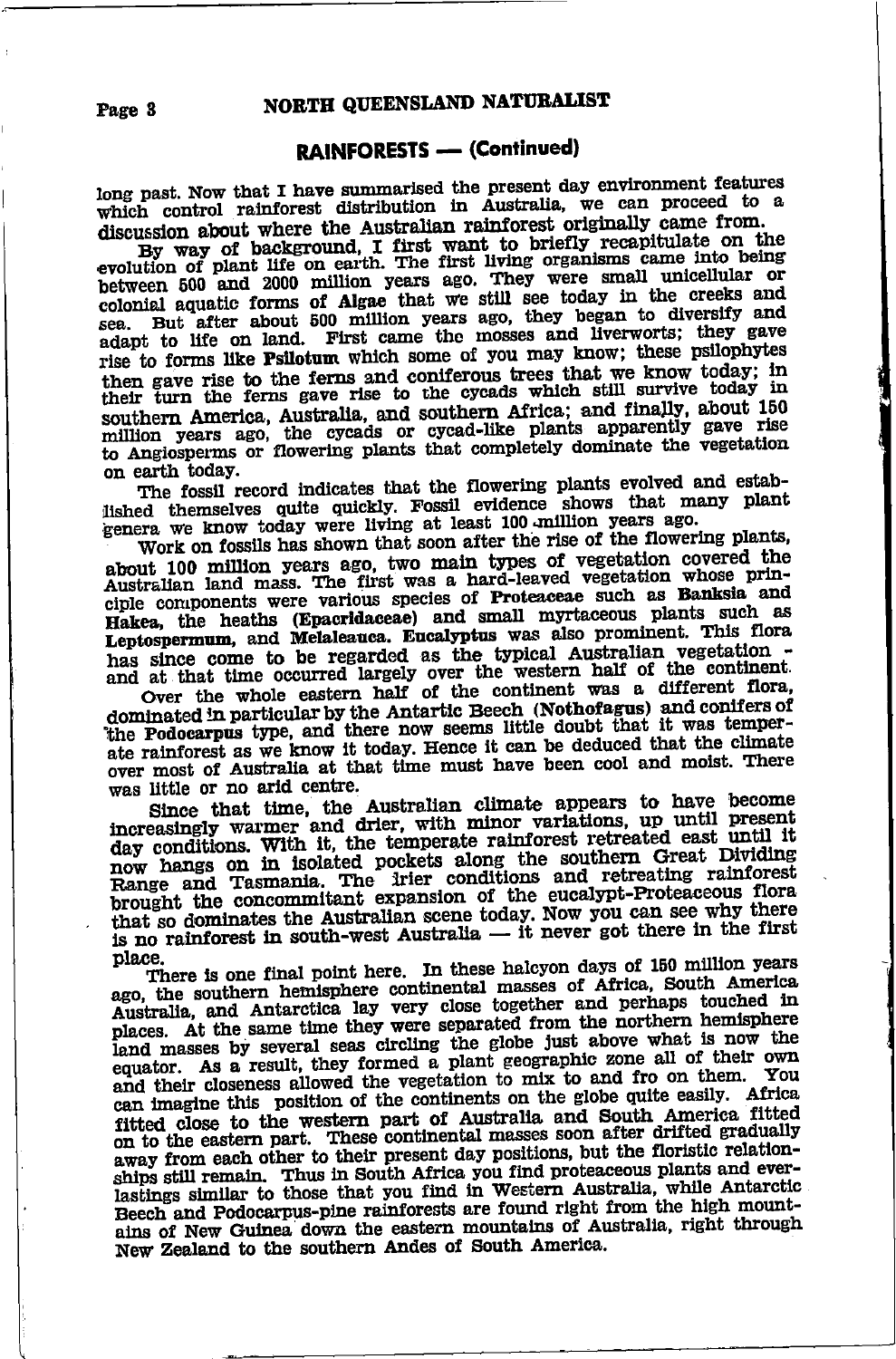## RAINFORESTS — (Continued)

long past. Now that I have summarised the present day environment features which control rainforest distribution in Australia, we can proceed to a discussion about where the Australian rainforest originally came from.

By way of background, I first want to briefly recapitulate on the evolution of plant life on earth. The first living organisms came into being between 500 and 2000 million years ago. They were small unicellular or colonial aquatic forms of **Algae** that we still see today in the creeks and sea. But after about 500 million years ago, they began to diversify and adapt to life on land. First came the mosses and liverworts; they gave rise to forms like **Psilotum** which some of you may know; these psilophytes then gave rise to the ferns and coniferous trees that we know today; in their turn the ferns gave rise to the cycads which still survive today in southern America, Australia, and southern Africa; and finally, about 150 million years ago, the cycads or cycad-like plants apparently gave rise to Angiosperms or flowering plants that completely dominate the vegetation on earth today.

The fossil record indicates that the flowering plants evolved and established themselves quite quickly. Fossil evidence shows that many plant genera we know today were living at least 100 million years ago.

Work on fossils has shown that soon after the rise of the flowering plants, about 100 million years ago, two main types of vegetation covered the Australian land mass. The first was a hard-leaved vegetation whose principle components were various species of **Proteaceae** such as **Banksia** and **Hakea**, the heaths **(Epacridaceae)** and small myrtaceous plants such as **Leptospermum**, and **Melaleauca**. **Eucalyptus** was also prominent. This flora has since come to be regarded as the typical Australian vegetation - and at that time occurred largely over the western half of the continent.

Over the whole eastern half of the continent was a different flora, dominated in particular by the Antartic Beech **(Nothofagus)** and conifers of the **Podocarpus** type, and there now seems little doubt that it was temperate rainforest as we know it today. Hence it can be deduced that the climate over most of Australia at that time must have been cool and moist. There was little or no arid centre.

Since that time, the Australian climate appears to have become increasingly warmer and drier, with minor variations, up until present day conditions. With it, the temperate rainforest retreated east until it now hangs on in isolated pockets along the southern Great Dividing Range and Tasmania. The irier conditions and retreating rainforest brought the concommitant expansion of the eucalypt-Proteaceous flora that so dominates the Australian scene today. Now you can see why there is no rainforest in south-west Australia — it never got there in the first place.

There is one final point here. In these halcyon days of 150 million years ago, the southern hemisphere continental masses of Africa, South America Australia, and Antarctica lay very close together and perhaps touched in places. At the same time they were separated from the northern hemisphere land masses by several seas circling the globe just above what is now the equator. As a result, they formed a plant geographic zone all of their own and their closeness allowed the vegetation to mix to and fro on them. You can imagine this position of the continents on the globe quite easily. Africa fitted close to the western part of Australia and South America fitted on to the eastern part. These continental masses soon after drifted gradually away from each other to their present day positions, but the floristic relationships still remain. Thus in South Africa you find proteaceous plants and everlastings similar to those that you find in Western Australia, while Antarctic Beech and Podocarpus-pine rainforests are found right from the high mountains of New Guinea down the eastern mountains of Australia, right through New Zealand to the southern Andes of South America.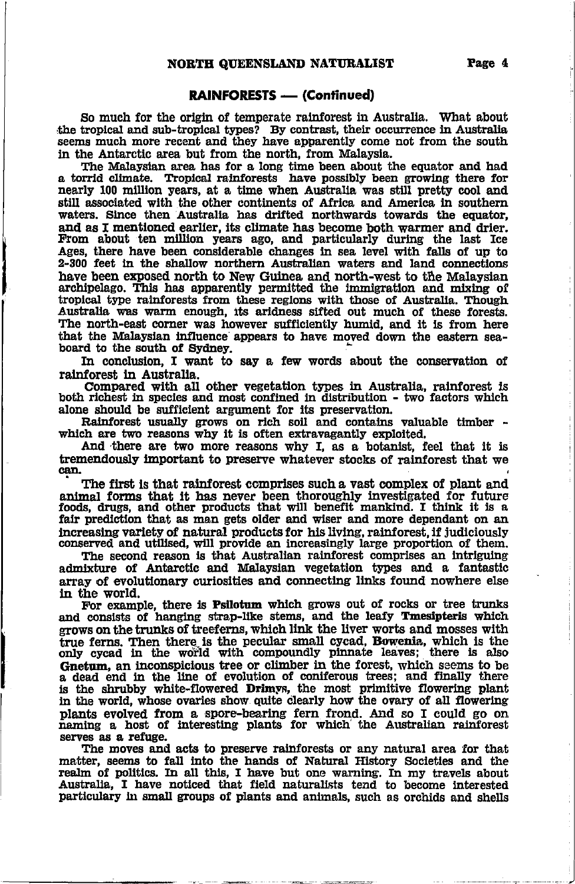## RAINFORESTS — (Continued)

So much for the origin of temperate rainforest in Australia. What about the tropical and sub-tropical types? By contrast, their occurrence in Australia seems much more recent and they have apparently come not from the south in the Antarctic area but from the north, from Malaysia.

The Malaysian area has for a long time been about the equator and had a torrid climate. Tropical rainforests have possibly been growing there for nearly 100 million years, at a time when Australia was still pretty cool and still associated with the other continents of Africa and America in southern waters. Since then Australia has drifted northwards towards the equator, and as I mentioned earlier, its climate has become both warmer and drier. From about ten million years ago, and particularly during the last Ice Ages, there have been considerable changes in sea level with falls of up to 2-300 feet in the shallow northern Australian waters and land connections have been exposed north to New Guinea and north-west to the Malaysian archipelago. This has apparently permitted the immigration and mixing of tropical type rainforests from these regions with those of Australia. Though Australia was warm enough, its aridness sifted out much of these forests. The north-east corner was however sufficiently humid, and it is from here that the Malaysian influence appears to have moved down the eastern seaboard to the south of Sydney.

In conclusion, I want to say a few words about the conservation of rainforest in Australia.

Compared with all other vegetation types in Australia, rainforest is both richest in species and most confined in distribution - two factors which alone should be sufficient argument for its preservation.

Rainforest usually grows on rich soil and contains valuable timber - which are two reasons why it is often extravagantly exploited.

And there are two more reasons why I, as a botanist, feel that it is tremendously important to preserve whatever stocks of rainforest that we can.

The first is that rainforest comprises such a vast complex of plant and animal forms that it has never been thoroughly investigated for future foods, drugs, and other products that will benefit mankind. I think it is a fair prediction that as man gets older and wiser and more dependant on an increasing variety of natural products for his living, rainforest, if judiciously conserved and utilised, will provide an increasingly large proportion of them.

The second reason is that Australian rainforest comprises an intriguing admixture of Antarctic and Malaysian vegetation types and a fantastic array of evolutionary curiosities and connecting links found nowhere else in the world.

For example, there is **Psilotum** which grows out of rocks or tree trunks and consists of hanging strap-like stems, and the leafy **Tmesipteris** which grows on the trunks of treeferns, which link the liver worts and mosses with true ferns. Then there is the pecular small cycad, **Bowenia**, which is the only cycad in the world with compoundly pinnate leaves; there is also **Gnetum**, an inconspicuous tree or climber in the forest, which seems to be a dead end in the line of evolution of coniferous trees; and finally there is the shrubby white-flowered **Drimys**, the most primitive flowering plant in the world, whose ovaries show quite clearly how the ovary of all flowering plants evolved from a spore-bearing fern frond. And so I could go on naming a host of interesting plants for which the Australian rainforest serves as a refuge.

The moves and acts to preserve rainforests or any natural area for that matter, seems to fall into the hands of Natural History Societies and the realm of politics. In all this, I have but one warning. In my travels about Australia, I have noticed that field naturalists tend to become interested particulary in small groups of plants and animals, such as orchids and shells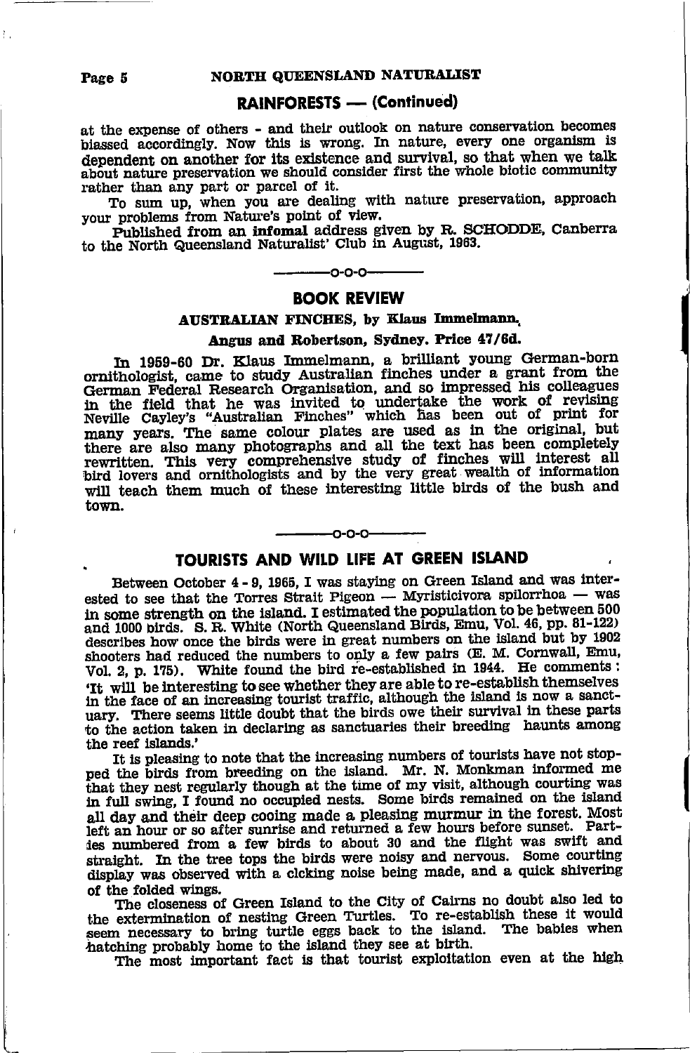## RAINFORESTS — (Continued)

at the expense of others - and their outlook on nature conservation becomes biassed accordingly. Now this is wrong. In nature, every one organism is dependent on another for its existence and survival, so that when we talk about nature preservation we should consider first the whole biotic community rather than any part or parcel of it.

To sum up, when you are dealing with nature preservation, approach your problems from Nature's point of view.

Published from an **infomal** address given by R. SCHODDE, Canberra to the North Queensland Naturalist' Club in August, 1963.

---o-o-o---

## BOOK REVIEW

### AUSTRALIAN FINCHES, by Klaus Immelmann.

### Angus and Robertson, Sydney. Price 47/6d.

In 1959-60 Dr. Klaus Immelmann, a brilliant young German-born ornithologist, came to study Australian finches under a grant from the German Federal Research Organisation, and so impressed his colleagues in the field that he was invited to undertake the work of revising Neville Cayley's "Australian Finches" which has been out of print for many years. The same colour plates are used as in the original, but there are also many photographs and all the text has been completely rewritten. This very comprehensive study of finches will interest all bird lovers and ornithologists and by the very great wealth of information will teach them much of these interesting little birds of the bush and town.

---o-o-o---

## TOURISTS AND WILD LIFE AT GREEN ISLAND

Between October 4 - 9, 1965, I was staying on Green Island and was interested to see that the Torres Strait Pigeon — Myristicivora spilorrhoa — was in some strength on the island. I estimated the population to be between 500 and 1000 birds. S. R. White (North Queensland Birds, Emu, Vol. 46, pp. 81-122) describes how once the birds were in great numbers on the island but by 1902 shooters had reduced the numbers to only a few pairs (E. M. Cornwall, Emu, Vol. 2, p. 175). White found the bird re-established in 1944. He comments: 'It will be interesting to see whether they are able to re-establish themselves in the face of an increasing tourist traffic, although the island is now a sanctuary. There seems little doubt that the birds owe their survival in these parts to the action taken in declaring as sanctuaries their breeding haunts among the reef islands.'

It is pleasing to note that the increasing numbers of tourists have not stopped the birds from breeding on the island. Mr. N. Monkman informed me that they nest regularly though at the time of my visit, although courting was in full swing, I found no occupied nests. Some birds remained on the island all day and their deep cooing made a pleasing murmur in the forest. Most left an hour or so after sunrise and returned a few hours before sunset. Parties numbered from a few birds to about 30 and the flight was swift and straight. In the tree tops the birds were noisy and nervous. Some courting display was observed with a clcking noise being made, and a quick shivering of the folded wings.

The closeness of Green Island to the City of Cairns no doubt also led to the extermination of nesting Green Turtles. To re-establish these it would seem necessary to bring turtle eggs back to the island. The babies when hatching probably home to the island they see at birth.

The most important fact is that tourist exploitation even at the high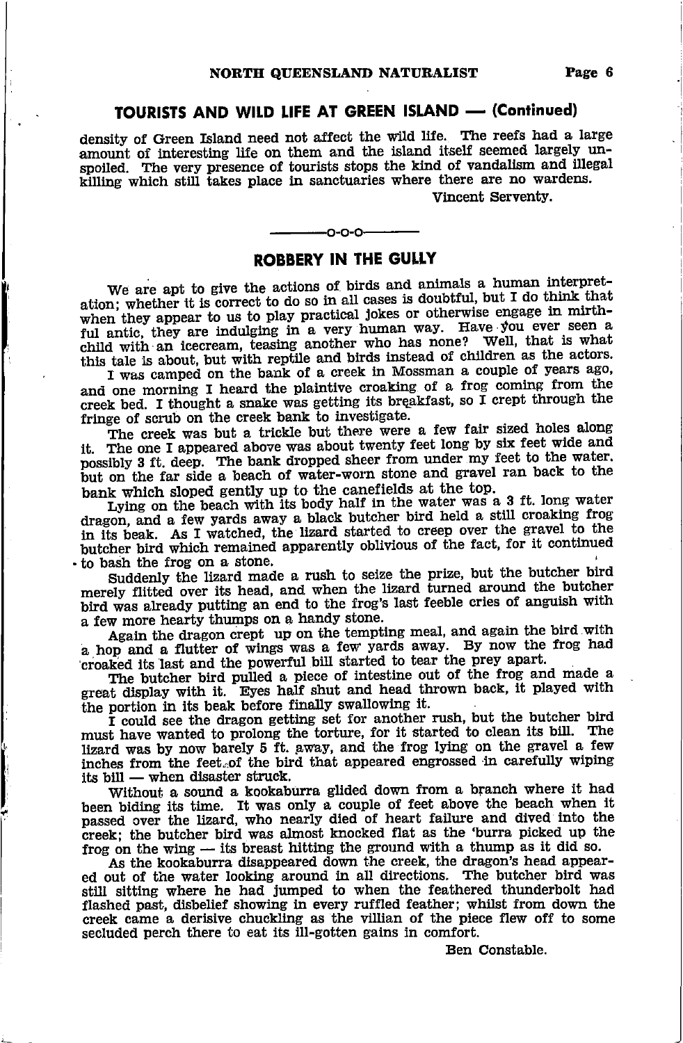## TOURISTS AND WILD LIFE AT GREEN ISLAND — (Continued)

density of Green Island need not affect the wild life. The reefs had a large amount of interesting life on them and the island itself seemed largely unspoiled. The very presence of tourists stops the kind of vandalism and illegal killing which still takes place in sanctuaries where there are no wardens.

Vincent Serventy.

---

## ROBBERY IN THE GULLY

We are apt to give the actions of birds and animals a human interpretation; whether it is correct to do so in all cases is doubtful, but I do think that when they appear to us to play practical jokes or otherwise engage in mirthful antic, they are indulging in a very human way. Have you ever seen a child with an icecream, teasing another who has none? Well, that is what this tale is about, but with reptile and birds instead of children as the actors.

I was camped on the bank of a creek in Mossman a couple of years ago, and one morning I heard the plaintive croaking of a frog coming from the creek bed. I thought a snake was getting its breakfast, so I crept through the fringe of scrub on the creek bank to investigate.

The creek was but a trickle but there were a few fair sized holes along it. The one I appeared above was about twenty feet long by six feet wide and possibly 3 ft. deep. The bank dropped sheer from under my feet to the water. but on the far side a beach of water-worn stone and gravel ran back to the bank which sloped gently up to the canefields at the top.

Lying on the beach with its body half in the water was a 3 ft. long water dragon, and a few yards away a black butcher bird held a still croaking frog in its beak. As I watched, the lizard started to creep over the gravel to the butcher bird which remained apparently oblivious of the fact, for it continued to bash the frog on a stone.

Suddenly the lizard made a rush to seize the prize, but the butcher bird merely flitted over its head, and when the lizard turned around the butcher bird was already putting an end to the frog's last feeble cries of anguish with a few more hearty thumps on a handy stone.

Again the dragon crept up on the tempting meal, and again the bird with a hop and a flutter of wings was a few yards away. By now the frog had croaked its last and the powerful bill started to tear the prey apart.

The butcher bird pulled a piece of intestine out of the frog and made a great display with it. Eyes half shut and head thrown back, it played with the portion in its beak before finally swallowing it.

I could see the dragon getting set for another rush, but the butcher bird must have wanted to prolong the torture, for it started to clean its bill. The lizard was by now barely 5 ft. away, and the frog lying on the gravel a few inches from the feet of the bird that appeared engrossed in carefully wiping its bill — when disaster struck.

Without a sound a kookaburra glided down from a branch where it had been biding its time. It was only a couple of feet above the beach when it passed over the lizard, who nearly died of heart failure and dived into the creek; the butcher bird was almost knocked flat as the 'burra picked up the frog on the wing — its breast hitting the ground with a thump as it did so.

As the kookaburra disappeared down the creek, the dragon's head appeared out of the water looking around in all directions. The butcher bird was still sitting where he had jumped to when the feathered thunderbolt had flashed past, disbelief showing in every ruffled feather; whilst from down the creek came a derisive chuckling as the villian of the piece flew off to some secluded perch there to eat its ill-gotten gains in comfort.

Ben Constable.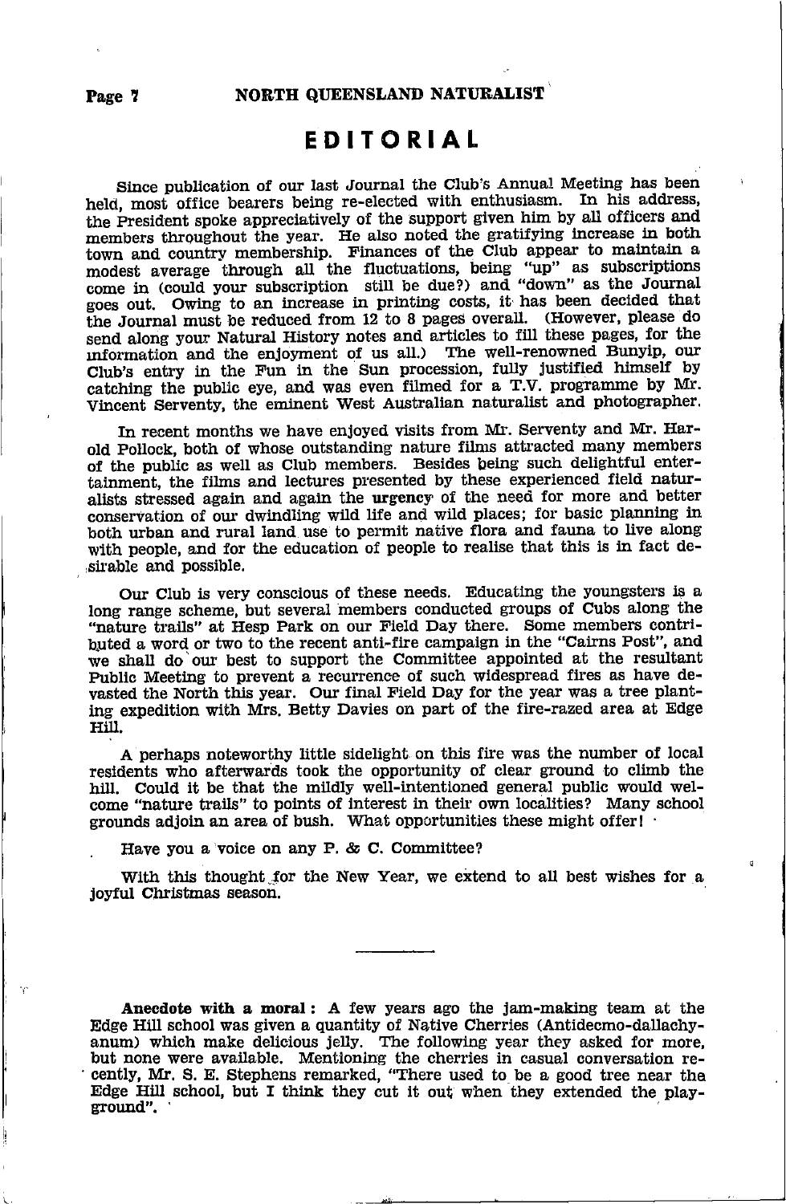# EDITORIAL

Since publication of our last Journal the Club's Annual Meeting has been held, most office bearers being re-elected with enthusiasm. In his address, the President spoke appreciatively of the support given him by all officers and members throughout the year. He also noted the gratifying increase in both town and country membership. Finances of the Club appear to maintain a modest average through all the fluctuations, being "up" as subscriptions come in (could your subscription still be due?) and "down" as the Journal goes out. Owing to an increase in printing costs, it has been decided that the Journal must be reduced from 12 to 8 pages overall. (However, please do send along your Natural History notes and articles to fill these pages, for the information and the enjoyment of us all.) The well-renowned Bunyip, our Club's entry in the Fun in the Sun procession, fully justified himself by catching the public eye, and was even filmed for a T.V. programme by Mr. Vincent Serventy, the eminent West Australian naturalist and photographer.

In recent months we have enjoyed visits from Mr. Serventy and Mr. Harold Pollock, both of whose outstanding nature films attracted many members of the public as well as Club members. Besides being such delightful entertainment, the films and lectures presented by these experienced field naturalists stressed again and again the **urgency** of the need for more and better conservation of our dwindling wild life and wild places; for basic planning in both urban and rural land use to permit native flora and fauna to live along with people, and for the education of people to realise that this is in fact desirable and possible.

Our Club is very conscious of these needs. Educating the youngsters is a long range scheme, but several members conducted groups of Cubs along the "nature trails" at Hesp Park on our Field Day there. Some members contributed a word or two to the recent anti-fire campaign in the "Cairns Post", and we shall do our best to support the Committee appointed at the resultant Public Meeting to prevent a recurrence of such widespread fires as have devasted the North this year. Our final Field Day for the year was a tree planting expedition with Mrs. Betty Davies on part of the fire-razed area at Edge Hill.

A perhaps noteworthy little sidelight on this fire was the number of local residents who afterwards took the opportunity of clear ground to climb the hill. Could it be that the mildly well-intentioned general public would welcome "nature trails" to points of interest in their own localities? Many school grounds adjoin an area of bush. What opportunities these might offer!

Have you a voice on any P. & C. Committee?

With this thought for the New Year, we extend to all best wishes for a joyful Christmas season.

---

**Anecdote with a moral:** A few years ago the jam-making team at the Edge Hill school was given a quantity of Native Cherries (Antidecmo-dallachyanum) which make delicious jelly. The following year they asked for more, but none were available. Mentioning the cherries in casual conversation recently, Mr. S. E. Stephens remarked, "There used to be a good tree near the Edge Hill school, but I think they cut it out when they extended the playground".